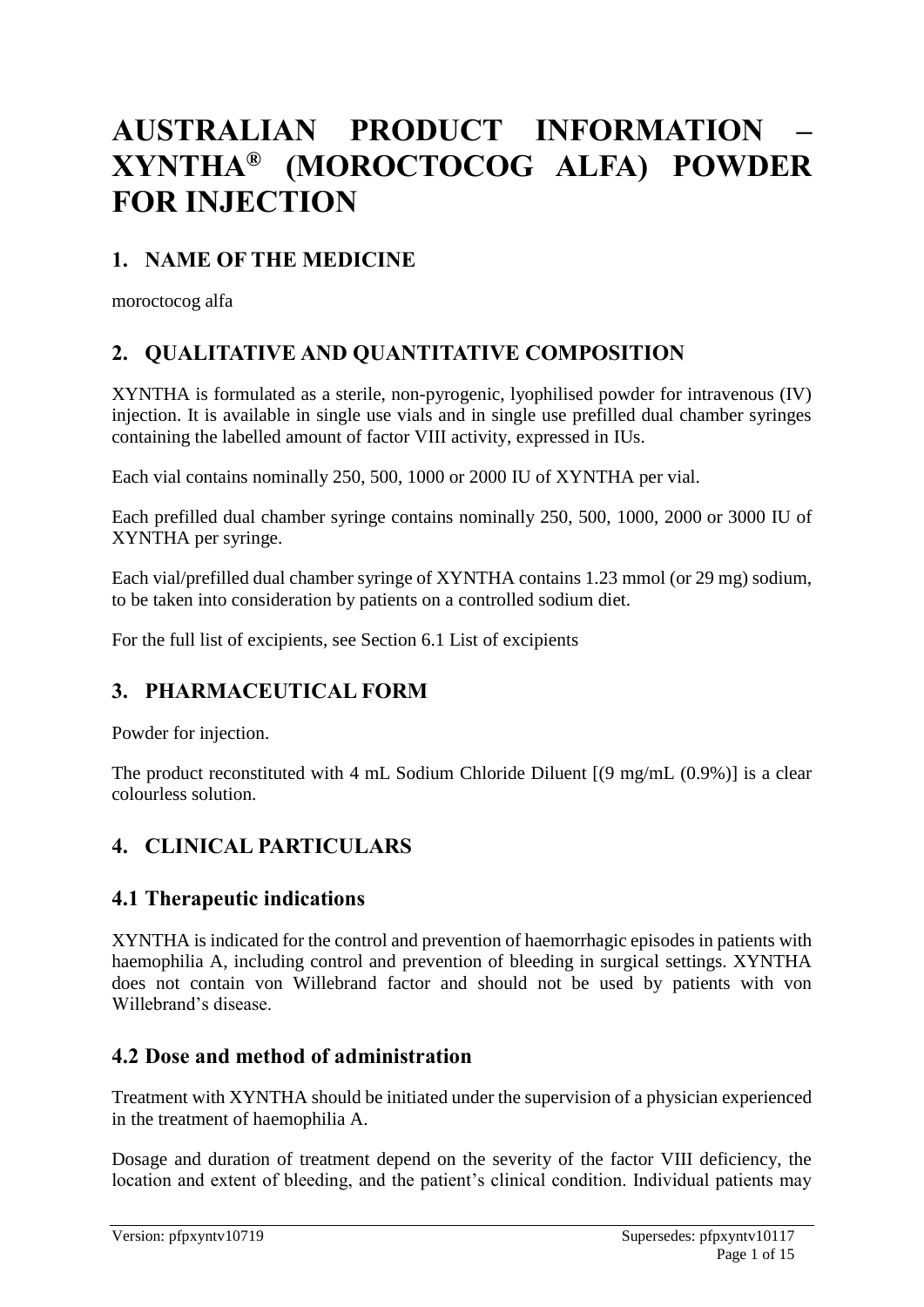# AUSTRALIAN PRODUCT INFORMATION – XYNTHA® (MOROCTOCOG ALFA) POWDER FOR INJECTION

## 1. NAME OF THE MEDICINE

moroctocog alfa

## 2. QUALITATIVE AND QUANTITATIVE COMPOSITION

XYNTHA is formulated as a sterile, non-pyrogenic, lyophilised powder for intravenous (IV) injection. It is available in single use vials and in single use prefilled dual chamber syringes containing the labelled amount of factor VIII activity, expressed in IUs.

Each vial contains nominally 250, 500, 1000 or 2000 IU of XYNTHA per vial.

Each prefilled dual chamber syringe contains nominally 250, 500, 1000, 2000 or 3000 IU of XYNTHA per syringe.

Each vial/prefilled dual chamber syringe of XYNTHA contains 1.23 mmol (or 29 mg) sodium, to be taken into consideration by patients on a controlled sodium diet.

For the full list of excipients, see Section 6.1 List of excipients

## 3. PHARMACEUTICAL FORM

Powder for injection.

The product reconstituted with 4 mL Sodium Chloride Diluent [(9 mg/mL (0.9%)] is a clear colourless solution.

## 4. CLINICAL PARTICULARS

### 4.1 Therapeutic indications

XYNTHA is indicated for the control and prevention of haemorrhagic episodes in patients with haemophilia A, including control and prevention of bleeding in surgical settings. XYNTHA does not contain von Willebrand factor and should not be used by patients with von Willebrand's disease.

### 4.2 Dose and method of administration

Treatment with XYNTHA should be initiated under the supervision of a physician experienced in the treatment of haemophilia A.

Dosage and duration of treatment depend on the severity of the factor VIII deficiency, the location and extent of bleeding, and the patient's clinical condition. Individual patients may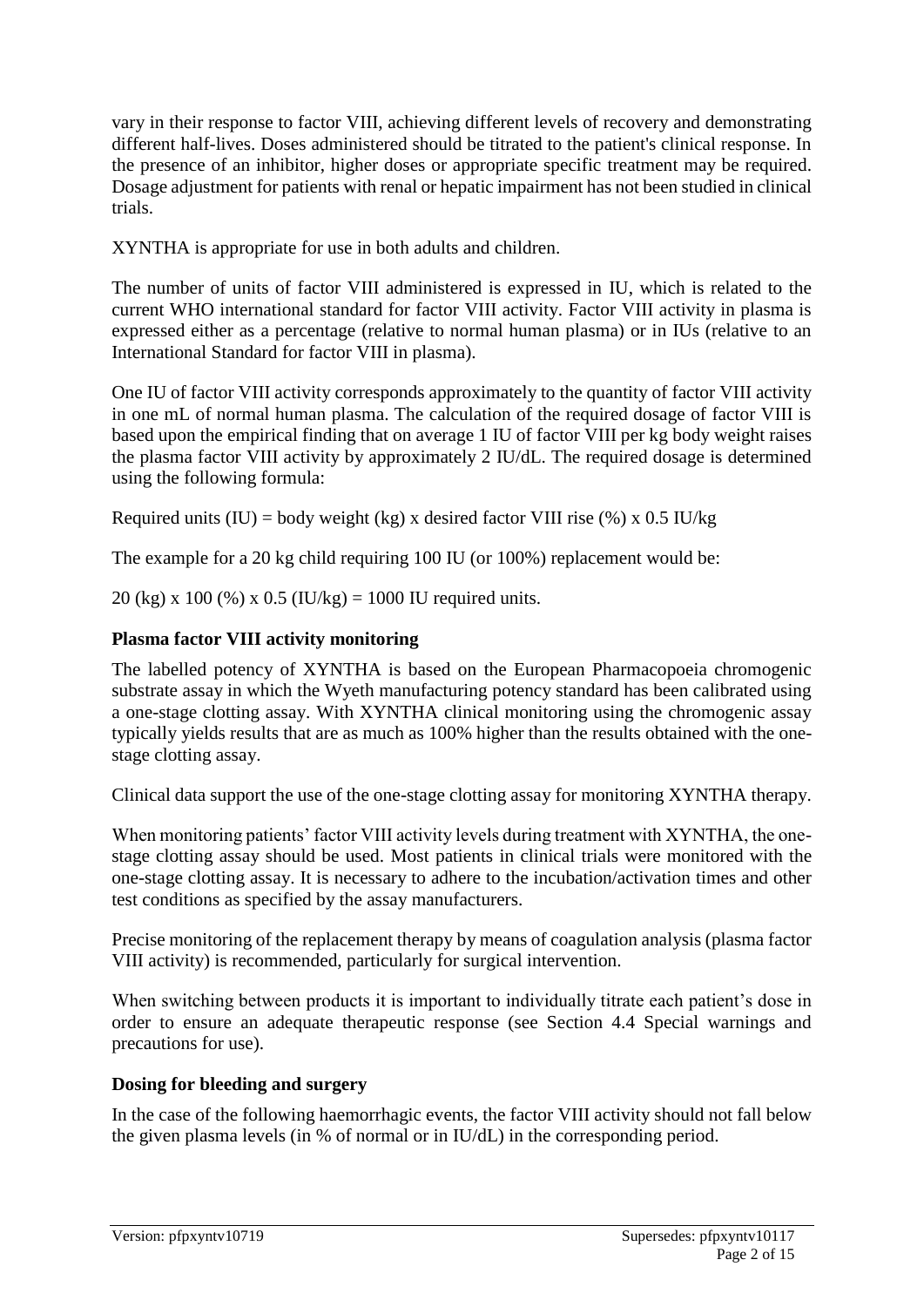vary in their response to factor VIII, achieving different levels of recovery and demonstrating different half-lives. Doses administered should be titrated to the patient's clinical response. In the presence of an inhibitor, higher doses or appropriate specific treatment may be required. Dosage adjustment for patients with renal or hepatic impairment has not been studied in clinical trials.

XYNTHA is appropriate for use in both adults and children.

The number of units of factor VIII administered is expressed in IU, which is related to the current WHO international standard for factor VIII activity. Factor VIII activity in plasma is expressed either as a percentage (relative to normal human plasma) or in IUs (relative to an International Standard for factor VIII in plasma).

One IU of factor VIII activity corresponds approximately to the quantity of factor VIII activity in one mL of normal human plasma. The calculation of the required dosage of factor VIII is based upon the empirical finding that on average 1 IU of factor VIII per kg body weight raises the plasma factor VIII activity by approximately 2 IU/dL. The required dosage is determined using the following formula:

Required units (IU) = body weight (kg) x desired factor VIII rise (%) x 0.5 IU/kg

The example for a 20 kg child requiring 100 IU (or 100%) replacement would be:

20 (kg) x 100 (%) x 0.5 (IU/kg) = 1000 IU required units.

**Plasma factor VIII activity monitoring**

The labelled potency of XYNTHA is based on the European Pharmacopoeia chromogenic substrate assay in which the Wyeth manufacturing potency standard has been calibrated using a one-stage clotting assay. With XYNTHA clinical monitoring using the chromogenic assay typically yields results that are as much as 100% higher than the results obtained with the one-stage clotting assay.

Clinical data support the use of the one-stage clotting assay for monitoring XYNTHA therapy.

When monitoring patients' factor VIII activity levels during treatment with XYNTHA, the one-stage clotting assay should be used. Most patients in clinical trials were monitored with the one-stage clotting assay. It is necessary to adhere to the incubation/activation times and other test conditions as specified by the assay manufacturers.

Precise monitoring of the replacement therapy by means of coagulation analysis (plasma factor VIII activity) is recommended, particularly for surgical intervention.

When switching between products it is important to individually titrate each patient's dose in order to ensure an adequate therapeutic response (see Section 4.4 Special warnings and precautions for use).

**Dosing for bleeding and surgery**

In the case of the following haemorrhagic events, the factor VIII activity should not fall below the given plasma levels (in % of normal or in IU/dL) in the corresponding period.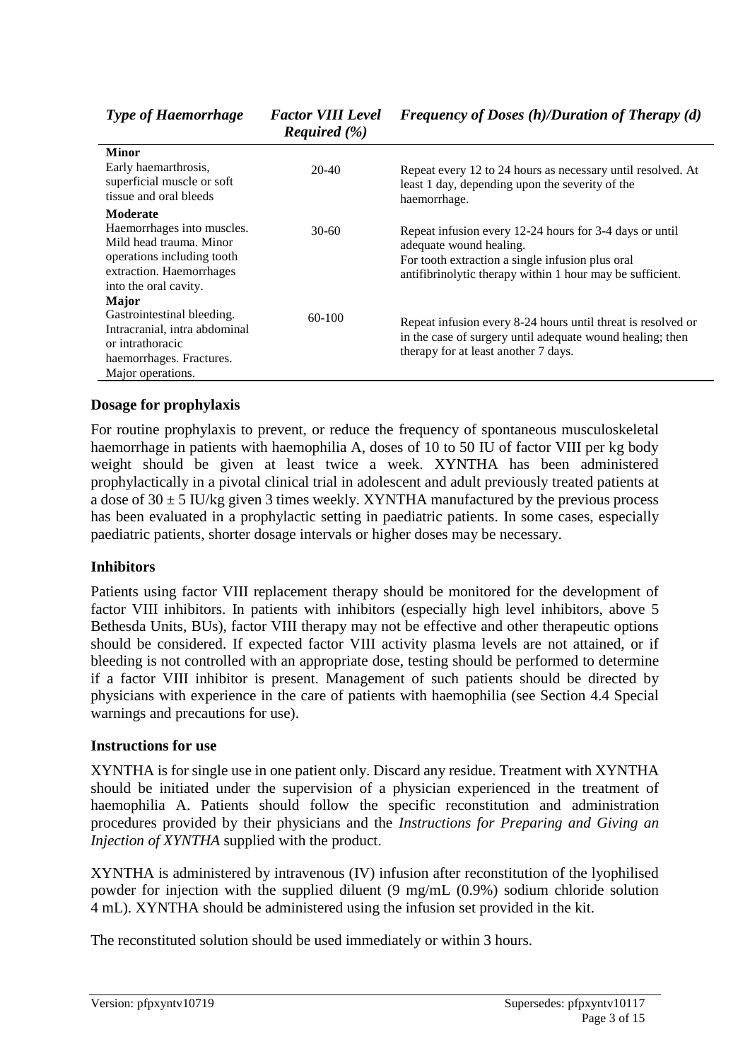| *Type of Haemorrhage* | *Factor VIII Level Required (%)* | *Frequency of Doses (h)/Duration of Therapy (d)* |
|---|---|---|
| **Minor**<br>Early haemarthrosis, superficial muscle or soft tissue and oral bleeds | 20-40 | Repeat every 12 to 24 hours as necessary until resolved. At least 1 day, depending upon the severity of the haemorrhage. |
| **Moderate**<br>Haemorrhages into muscles. Mild head trauma. Minor operations including tooth extraction. Haemorrhages into the oral cavity. | 30-60 | Repeat infusion every 12-24 hours for 3-4 days or until adequate wound healing.<br>For tooth extraction a single infusion plus oral antifibrinolytic therapy within 1 hour may be sufficient. |
| **Major**<br>Gastrointestinal bleeding. Intracranial, intra abdominal or intrathoracic haemorrhages. Fractures. Major operations. | 60-100 | Repeat infusion every 8-24 hours until threat is resolved or in the case of surgery until adequate wound healing; then therapy for at least another 7 days. |

### Dosage for prophylaxis

For routine prophylaxis to prevent, or reduce the frequency of spontaneous musculoskeletal haemorrhage in patients with haemophilia A, doses of 10 to 50 IU of factor VIII per kg body weight should be given at least twice a week. XYNTHA has been administered prophylactically in a pivotal clinical trial in adolescent and adult previously treated patients at a dose of $30 \pm 5$ IU/kg given 3 times weekly. XYNTHA manufactured by the previous process has been evaluated in a prophylactic setting in paediatric patients. In some cases, especially paediatric patients, shorter dosage intervals or higher doses may be necessary.

### Inhibitors

Patients using factor VIII replacement therapy should be monitored for the development of factor VIII inhibitors. In patients with inhibitors (especially high level inhibitors, above 5 Bethesda Units, BUs), factor VIII therapy may not be effective and other therapeutic options should be considered. If expected factor VIII activity plasma levels are not attained, or if bleeding is not controlled with an appropriate dose, testing should be performed to determine if a factor VIII inhibitor is present. Management of such patients should be directed by physicians with experience in the care of patients with haemophilia (see Section 4.4 Special warnings and precautions for use).

### Instructions for use

XYNTHA is for single use in one patient only. Discard any residue. Treatment with XYNTHA should be initiated under the supervision of a physician experienced in the treatment of haemophilia A. Patients should follow the specific reconstitution and administration procedures provided by their physicians and the *Instructions for Preparing and Giving an Injection of XYNTHA* supplied with the product.

XYNTHA is administered by intravenous (IV) infusion after reconstitution of the lyophilised powder for injection with the supplied diluent (9 mg/mL (0.9%) sodium chloride solution 4 mL). XYNTHA should be administered using the infusion set provided in the kit.

The reconstituted solution should be used immediately or within 3 hours.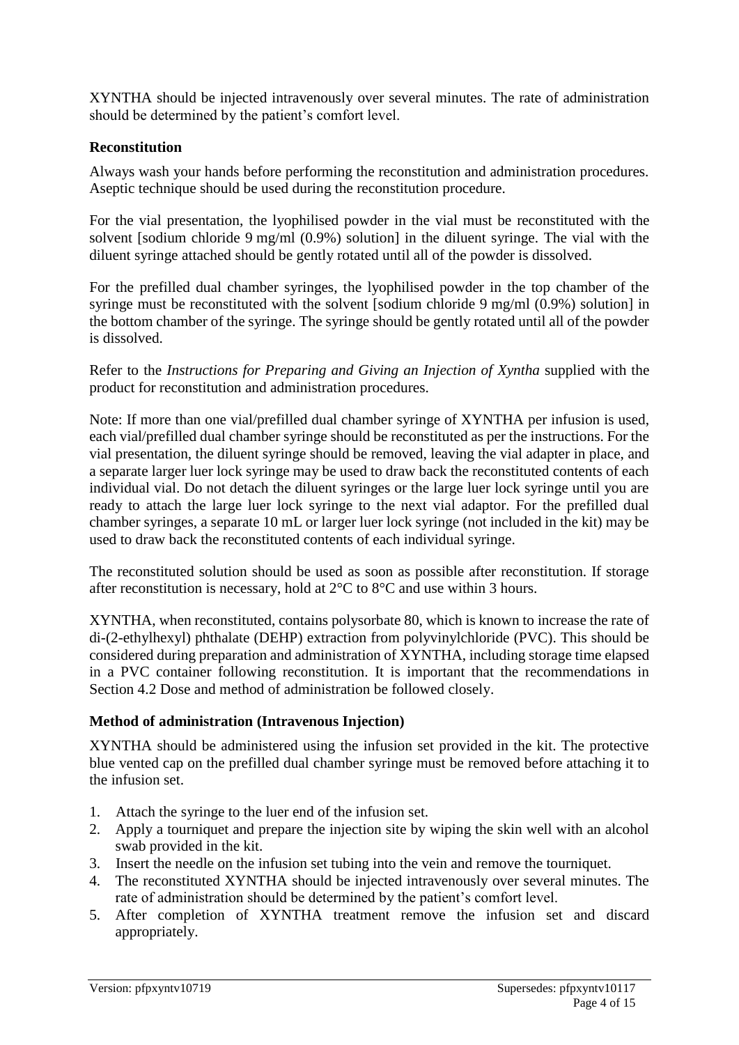XYNTHA should be injected intravenously over several minutes. The rate of administration should be determined by the patient's comfort level.

### Reconstitution

Always wash your hands before performing the reconstitution and administration procedures. Aseptic technique should be used during the reconstitution procedure.

For the vial presentation, the lyophilised powder in the vial must be reconstituted with the solvent [sodium chloride 9 mg/ml (0.9%) solution] in the diluent syringe. The vial with the diluent syringe attached should be gently rotated until all of the powder is dissolved.

For the prefilled dual chamber syringes, the lyophilised powder in the top chamber of the syringe must be reconstituted with the solvent [sodium chloride 9 mg/ml (0.9%) solution] in the bottom chamber of the syringe. The syringe should be gently rotated until all of the powder is dissolved.

Refer to the *Instructions for Preparing and Giving an Injection of Xyntha* supplied with the product for reconstitution and administration procedures.

Note: If more than one vial/prefilled dual chamber syringe of XYNTHA per infusion is used, each vial/prefilled dual chamber syringe should be reconstituted as per the instructions. For the vial presentation, the diluent syringe should be removed, leaving the vial adapter in place, and a separate larger luer lock syringe may be used to draw back the reconstituted contents of each individual vial. Do not detach the diluent syringes or the large luer lock syringe until you are ready to attach the large luer lock syringe to the next vial adaptor. For the prefilled dual chamber syringes, a separate 10 mL or larger luer lock syringe (not included in the kit) may be used to draw back the reconstituted contents of each individual syringe.

The reconstituted solution should be used as soon as possible after reconstitution. If storage after reconstitution is necessary, hold at 2°C to 8°C and use within 3 hours.

XYNTHA, when reconstituted, contains polysorbate 80, which is known to increase the rate of di-(2-ethylhexyl) phthalate (DEHP) extraction from polyvinylchloride (PVC). This should be considered during preparation and administration of XYNTHA, including storage time elapsed in a PVC container following reconstitution. It is important that the recommendations in Section 4.2 Dose and method of administration be followed closely.

### Method of administration (Intravenous Injection)

XYNTHA should be administered using the infusion set provided in the kit. The protective blue vented cap on the prefilled dual chamber syringe must be removed before attaching it to the infusion set.

1. Attach the syringe to the luer end of the infusion set.
2. Apply a tourniquet and prepare the injection site by wiping the skin well with an alcohol swab provided in the kit.
3. Insert the needle on the infusion set tubing into the vein and remove the tourniquet.
4. The reconstituted XYNTHA should be injected intravenously over several minutes. The rate of administration should be determined by the patient's comfort level.
5. After completion of XYNTHA treatment remove the infusion set and discard appropriately.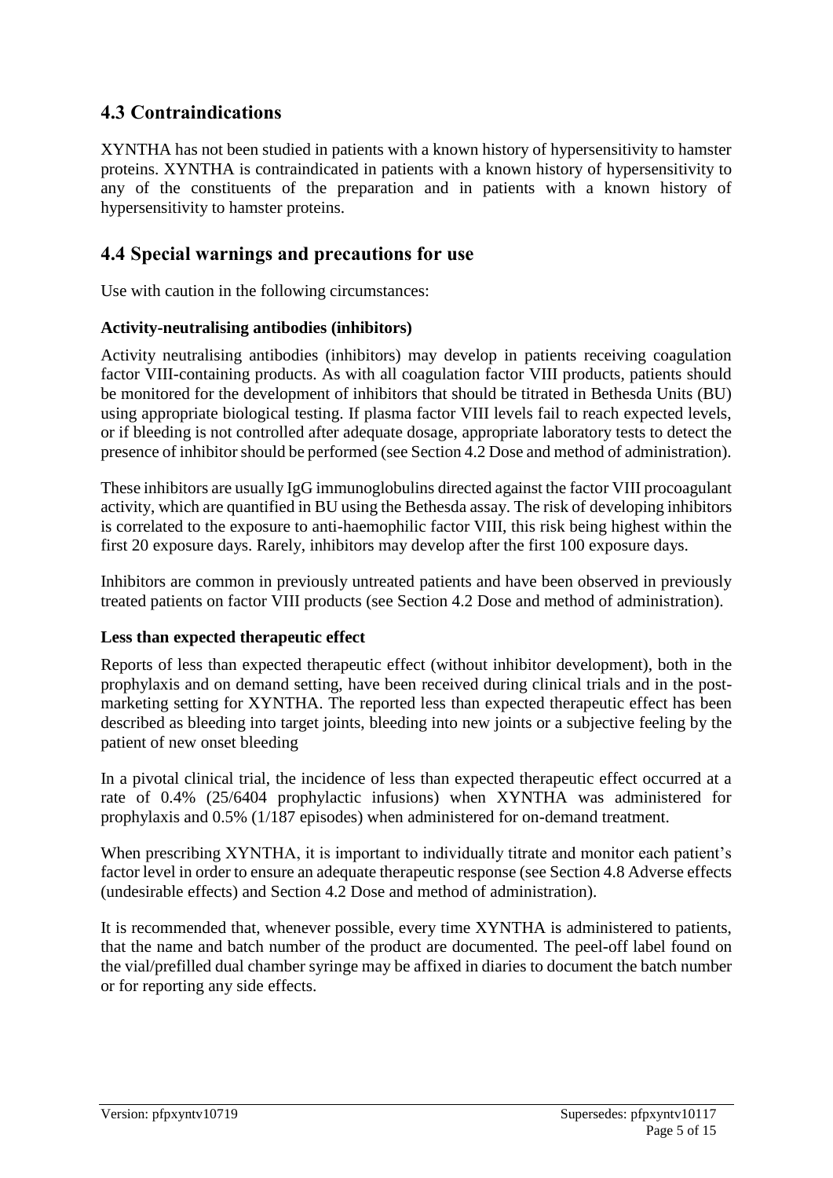## 4.3 Contraindications

XYNTHA has not been studied in patients with a known history of hypersensitivity to hamster proteins. XYNTHA is contraindicated in patients with a known history of hypersensitivity to any of the constituents of the preparation and in patients with a known history of hypersensitivity to hamster proteins.

## 4.4 Special warnings and precautions for use

Use with caution in the following circumstances:

### Activity-neutralising antibodies (inhibitors)

Activity neutralising antibodies (inhibitors) may develop in patients receiving coagulation factor VIII-containing products. As with all coagulation factor VIII products, patients should be monitored for the development of inhibitors that should be titrated in Bethesda Units (BU) using appropriate biological testing. If plasma factor VIII levels fail to reach expected levels, or if bleeding is not controlled after adequate dosage, appropriate laboratory tests to detect the presence of inhibitor should be performed (see Section 4.2 Dose and method of administration).

These inhibitors are usually IgG immunoglobulins directed against the factor VIII procoagulant activity, which are quantified in BU using the Bethesda assay. The risk of developing inhibitors is correlated to the exposure to anti-haemophilic factor VIII, this risk being highest within the first 20 exposure days. Rarely, inhibitors may develop after the first 100 exposure days.

Inhibitors are common in previously untreated patients and have been observed in previously treated patients on factor VIII products (see Section 4.2 Dose and method of administration).

### Less than expected therapeutic effect

Reports of less than expected therapeutic effect (without inhibitor development), both in the prophylaxis and on demand setting, have been received during clinical trials and in the post-marketing setting for XYNTHA. The reported less than expected therapeutic effect has been described as bleeding into target joints, bleeding into new joints or a subjective feeling by the patient of new onset bleeding

In a pivotal clinical trial, the incidence of less than expected therapeutic effect occurred at a rate of 0.4% (25/6404 prophylactic infusions) when XYNTHA was administered for prophylaxis and 0.5% (1/187 episodes) when administered for on-demand treatment.

When prescribing XYNTHA, it is important to individually titrate and monitor each patient's factor level in order to ensure an adequate therapeutic response (see Section 4.8 Adverse effects (undesirable effects) and Section 4.2 Dose and method of administration).

It is recommended that, whenever possible, every time XYNTHA is administered to patients, that the name and batch number of the product are documented. The peel-off label found on the vial/prefilled dual chamber syringe may be affixed in diaries to document the batch number or for reporting any side effects.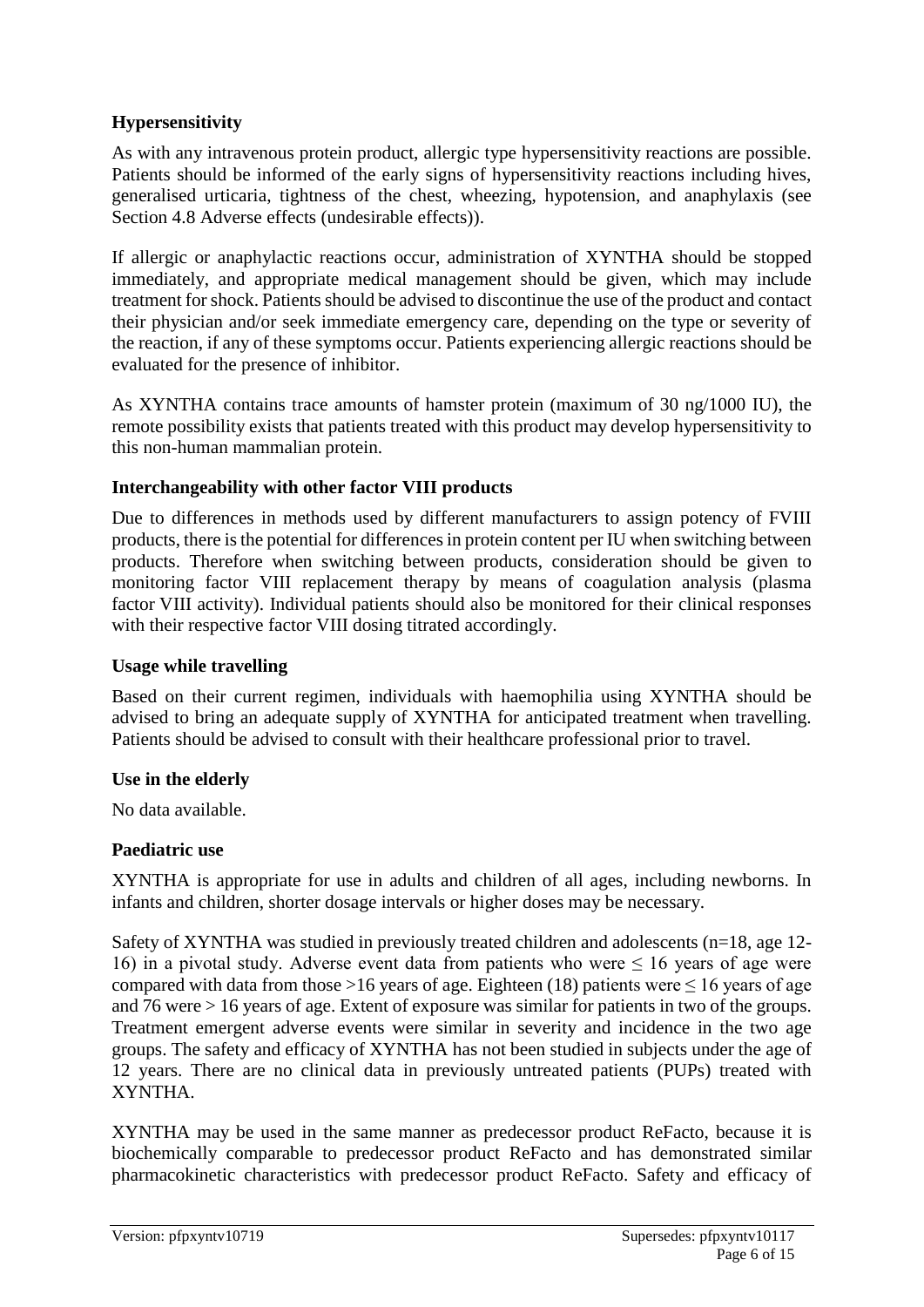### Hypersensitivity

As with any intravenous protein product, allergic type hypersensitivity reactions are possible. Patients should be informed of the early signs of hypersensitivity reactions including hives, generalised urticaria, tightness of the chest, wheezing, hypotension, and anaphylaxis (see Section 4.8 Adverse effects (undesirable effects)).

If allergic or anaphylactic reactions occur, administration of XYNTHA should be stopped immediately, and appropriate medical management should be given, which may include treatment for shock. Patients should be advised to discontinue the use of the product and contact their physician and/or seek immediate emergency care, depending on the type or severity of the reaction, if any of these symptoms occur. Patients experiencing allergic reactions should be evaluated for the presence of inhibitor.

As XYNTHA contains trace amounts of hamster protein (maximum of 30 ng/1000 IU), the remote possibility exists that patients treated with this product may develop hypersensitivity to this non-human mammalian protein.

### Interchangeability with other factor VIII products

Due to differences in methods used by different manufacturers to assign potency of FVIII products, there is the potential for differences in protein content per IU when switching between products. Therefore when switching between products, consideration should be given to monitoring factor VIII replacement therapy by means of coagulation analysis (plasma factor VIII activity). Individual patients should also be monitored for their clinical responses with their respective factor VIII dosing titrated accordingly.

### Usage while travelling

Based on their current regimen, individuals with haemophilia using XYNTHA should be advised to bring an adequate supply of XYNTHA for anticipated treatment when travelling. Patients should be advised to consult with their healthcare professional prior to travel.

### Use in the elderly

No data available.

### Paediatric use

XYNTHA is appropriate for use in adults and children of all ages, including newborns. In infants and children, shorter dosage intervals or higher doses may be necessary.

Safety of XYNTHA was studied in previously treated children and adolescents (n=18, age 12-16) in a pivotal study. Adverse event data from patients who were $\leq$ 16 years of age were compared with data from those >16 years of age. Eighteen (18) patients were $\leq$ 16 years of age and 76 were > 16 years of age. Extent of exposure was similar for patients in two of the groups. Treatment emergent adverse events were similar in severity and incidence in the two age groups. The safety and efficacy of XYNTHA has not been studied in subjects under the age of 12 years. There are no clinical data in previously untreated patients (PUPs) treated with XYNTHA.

XYNTHA may be used in the same manner as predecessor product ReFacto, because it is biochemically comparable to predecessor product ReFacto and has demonstrated similar pharmacokinetic characteristics with predecessor product ReFacto. Safety and efficacy of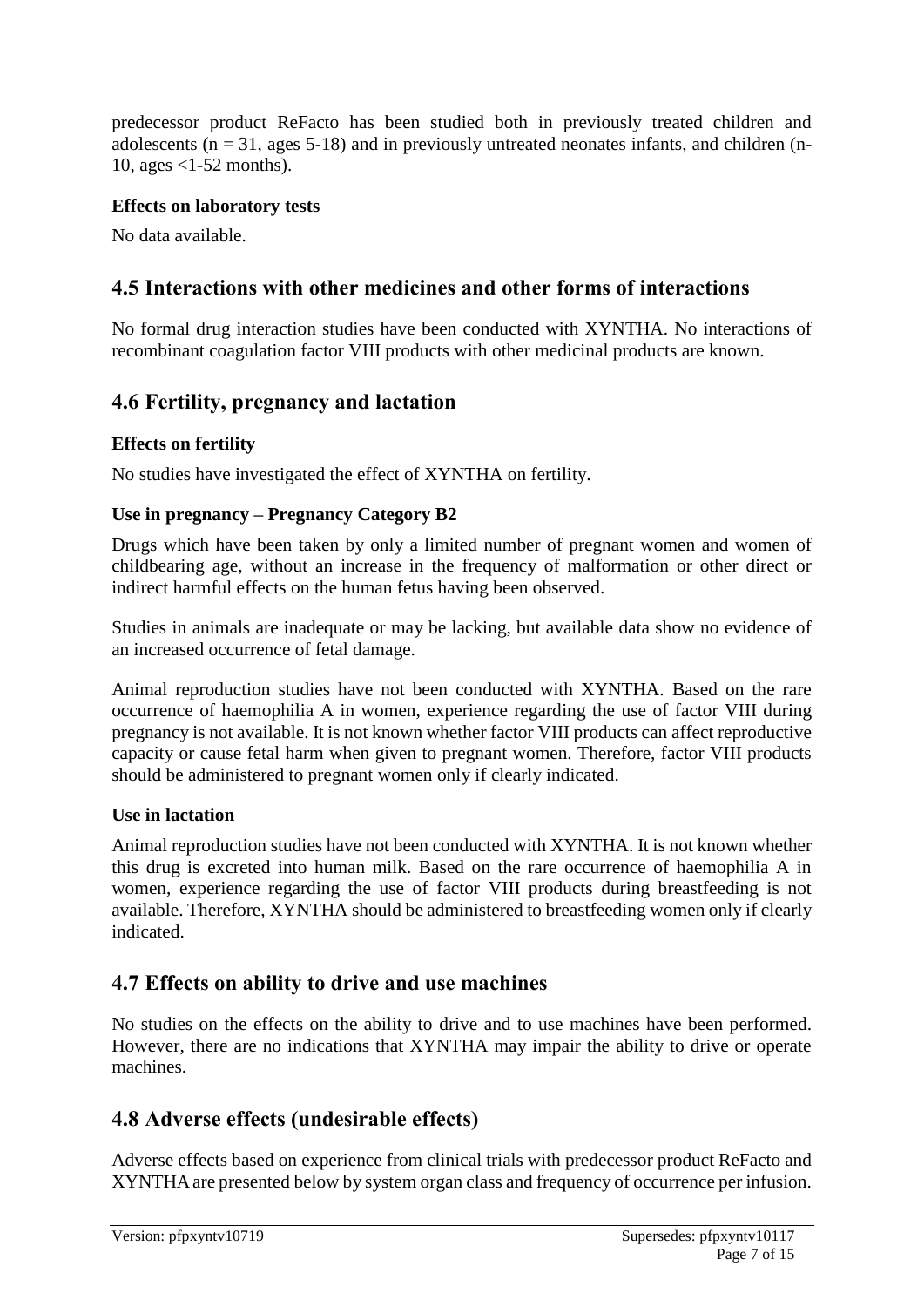predecessor product ReFacto has been studied both in previously treated children and adolescents (n = 31, ages 5-18) and in previously untreated neonates infants, and children (n-10, ages <1-52 months).

### Effects on laboratory tests

No data available.

## 4.5 Interactions with other medicines and other forms of interactions

No formal drug interaction studies have been conducted with XYNTHA. No interactions of recombinant coagulation factor VIII products with other medicinal products are known.

## 4.6 Fertility, pregnancy and lactation

### Effects on fertility

No studies have investigated the effect of XYNTHA on fertility.

### Use in pregnancy – Pregnancy Category B2

Drugs which have been taken by only a limited number of pregnant women and women of childbearing age, without an increase in the frequency of malformation or other direct or indirect harmful effects on the human fetus having been observed.

Studies in animals are inadequate or may be lacking, but available data show no evidence of an increased occurrence of fetal damage.

Animal reproduction studies have not been conducted with XYNTHA. Based on the rare occurrence of haemophilia A in women, experience regarding the use of factor VIII during pregnancy is not available. It is not known whether factor VIII products can affect reproductive capacity or cause fetal harm when given to pregnant women. Therefore, factor VIII products should be administered to pregnant women only if clearly indicated.

### Use in lactation

Animal reproduction studies have not been conducted with XYNTHA. It is not known whether this drug is excreted into human milk. Based on the rare occurrence of haemophilia A in women, experience regarding the use of factor VIII products during breastfeeding is not available. Therefore, XYNTHA should be administered to breastfeeding women only if clearly indicated.

## 4.7 Effects on ability to drive and use machines

No studies on the effects on the ability to drive and to use machines have been performed. However, there are no indications that XYNTHA may impair the ability to drive or operate machines.

## 4.8 Adverse effects (undesirable effects)

Adverse effects based on experience from clinical trials with predecessor product ReFacto and XYNTHA are presented below by system organ class and frequency of occurrence per infusion.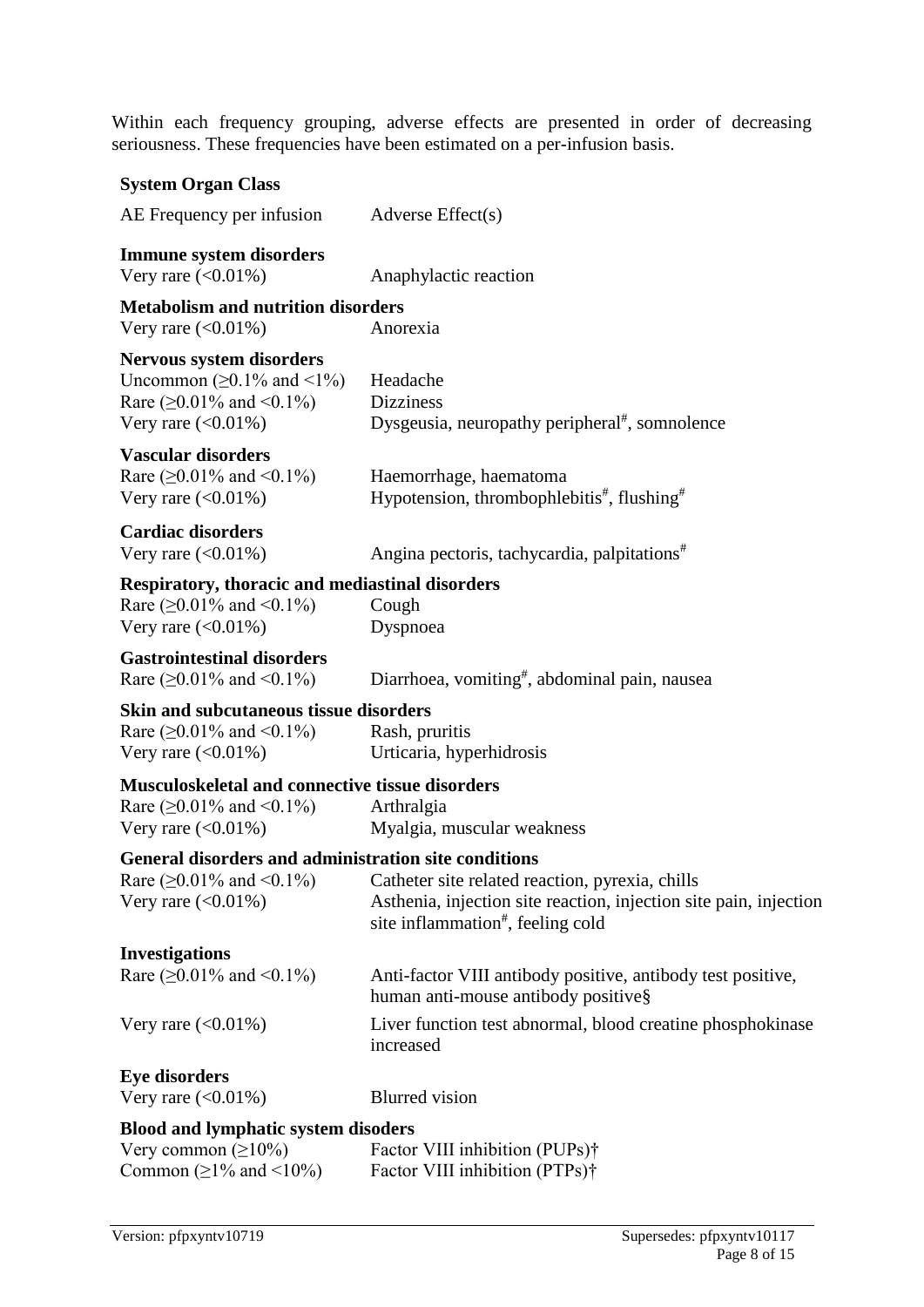Within each frequency grouping, adverse effects are presented in order of decreasing seriousness. These frequencies have been estimated on a per-infusion basis.

| System Organ Class | |
|---|---|
| AE Frequency per infusion | Adverse Effect(s) |
| **Immune system disorders** | |
| Very rare (<0.01%) | Anaphylactic reaction |
| **Metabolism and nutrition disorders** | |
| Very rare (<0.01%) | Anorexia |
| **Nervous system disorders** | |
| Uncommon (≥0.1% and <1%) | Headache |
| Rare (≥0.01% and <0.1%) | Dizziness |
| Very rare (<0.01%) | Dysgeusia, neuropathy peripheral#, somnolence |
| **Vascular disorders** | |
| Rare (≥0.01% and <0.1%) | Haemorrhage, haematoma |
| Very rare (<0.01%) | Hypotension, thrombophlebitis#, flushing# |
| **Cardiac disorders** | |
| Very rare (<0.01%) | Angina pectoris, tachycardia, palpitations# |
| **Respiratory, thoracic and mediastinal disorders** | |
| Rare (≥0.01% and <0.1%) | Cough |
| Very rare (<0.01%) | Dyspnoea |
| **Gastrointestinal disorders** | |
| Rare (≥0.01% and <0.1%) | Diarrhoea, vomiting#, abdominal pain, nausea |
| **Skin and subcutaneous tissue disorders** | |
| Rare (≥0.01% and <0.1%) | Rash, pruritis |
| Very rare (<0.01%) | Urticaria, hyperhidrosis |
| **Musculoskeletal and connective tissue disorders** | |
| Rare (≥0.01% and <0.1%) | Arthralgia |
| Very rare (<0.01%) | Myalgia, muscular weakness |
| **General disorders and administration site conditions** | |
| Rare (≥0.01% and <0.1%) | Catheter site related reaction, pyrexia, chills |
| Very rare (<0.01%) | Asthenia, injection site reaction, injection site pain, injection site inflammation#, feeling cold |
| **Investigations** | |
| Rare (≥0.01% and <0.1%) | Anti-factor VIII antibody positive, antibody test positive, human anti-mouse antibody positive§ |
| Very rare (<0.01%) | Liver function test abnormal, blood creatine phosphokinase increased |
| **Eye disorders** | |
| Very rare (<0.01%) | Blurred vision |
| **Blood and lymphatic system disoders** | |
| Very common (≥10%) | Factor VIII inhibition (PUPs)† |
| Common (≥1% and <10%) | Factor VIII inhibition (PTPs)† |

Version: pfpxyntv10719 Supersedes: pfpxyntv10117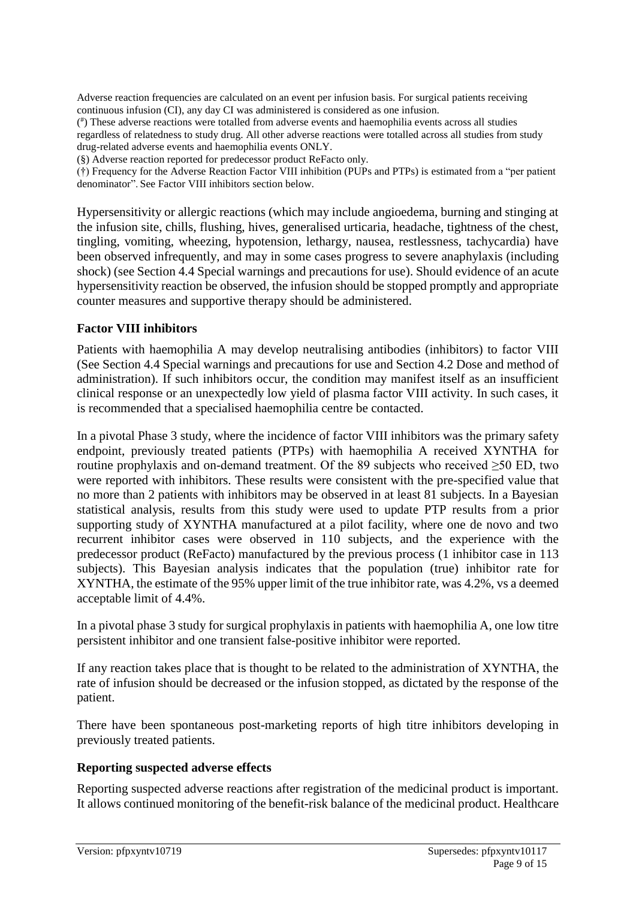Adverse reaction frequencies are calculated on an event per infusion basis. For surgical patients receiving continuous infusion (CI), any day CI was administered is considered as one infusion.

(#) These adverse reactions were totalled from adverse events and haemophilia events across all studies regardless of relatedness to study drug. All other adverse reactions were totalled across all studies from study drug-related adverse events and haemophilia events ONLY.

(§) Adverse reaction reported for predecessor product ReFacto only.

(†) Frequency for the Adverse Reaction Factor VIII inhibition (PUPs and PTPs) is estimated from a "per patient denominator". See Factor VIII inhibitors section below.

Hypersensitivity or allergic reactions (which may include angioedema, burning and stinging at the infusion site, chills, flushing, hives, generalised urticaria, headache, tightness of the chest, tingling, vomiting, wheezing, hypotension, lethargy, nausea, restlessness, tachycardia) have been observed infrequently, and may in some cases progress to severe anaphylaxis (including shock) (see Section 4.4 Special warnings and precautions for use). Should evidence of an acute hypersensitivity reaction be observed, the infusion should be stopped promptly and appropriate counter measures and supportive therapy should be administered.

### Factor VIII inhibitors

Patients with haemophilia A may develop neutralising antibodies (inhibitors) to factor VIII (See Section 4.4 Special warnings and precautions for use and Section 4.2 Dose and method of administration). If such inhibitors occur, the condition may manifest itself as an insufficient clinical response or an unexpectedly low yield of plasma factor VIII activity. In such cases, it is recommended that a specialised haemophilia centre be contacted.

In a pivotal Phase 3 study, where the incidence of factor VIII inhibitors was the primary safety endpoint, previously treated patients (PTPs) with haemophilia A received XYNTHA for routine prophylaxis and on-demand treatment. Of the 89 subjects who received ≥50 ED, two were reported with inhibitors. These results were consistent with the pre-specified value that no more than 2 patients with inhibitors may be observed in at least 81 subjects. In a Bayesian statistical analysis, results from this study were used to update PTP results from a prior supporting study of XYNTHA manufactured at a pilot facility, where one de novo and two recurrent inhibitor cases were observed in 110 subjects, and the experience with the predecessor product (ReFacto) manufactured by the previous process (1 inhibitor case in 113 subjects). This Bayesian analysis indicates that the population (true) inhibitor rate for XYNTHA, the estimate of the 95% upper limit of the true inhibitor rate, was 4.2%, vs a deemed acceptable limit of 4.4%.

In a pivotal phase 3 study for surgical prophylaxis in patients with haemophilia A, one low titre persistent inhibitor and one transient false-positive inhibitor were reported.

If any reaction takes place that is thought to be related to the administration of XYNTHA, the rate of infusion should be decreased or the infusion stopped, as dictated by the response of the patient.

There have been spontaneous post-marketing reports of high titre inhibitors developing in previously treated patients.

### Reporting suspected adverse effects

Reporting suspected adverse reactions after registration of the medicinal product is important. It allows continued monitoring of the benefit-risk balance of the medicinal product. Healthcare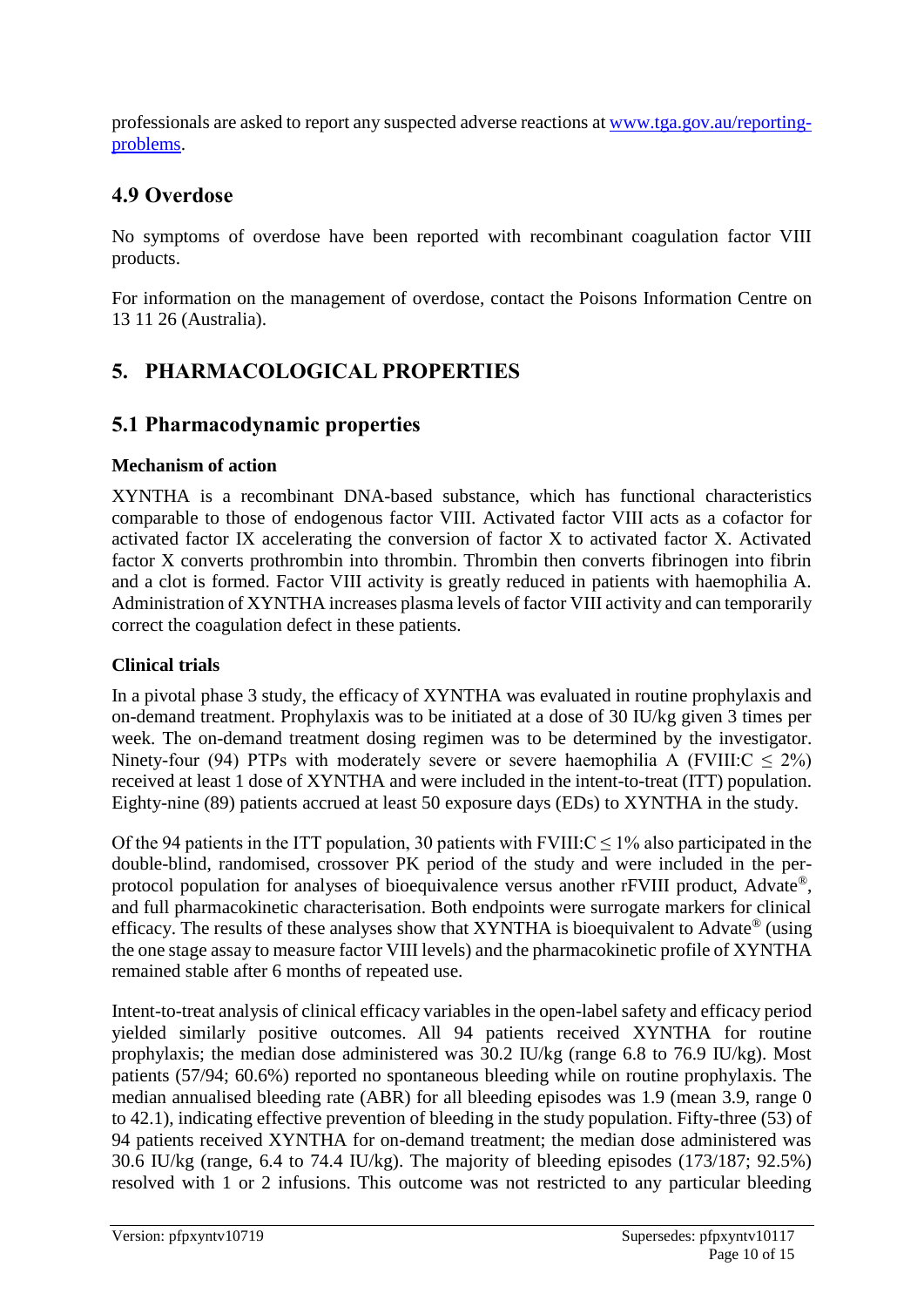professionals are asked to report any suspected adverse reactions at [www.tga.gov.au/reporting-problems](http://www.tga.gov.au/reporting-problems).

## 4.9 Overdose

No symptoms of overdose have been reported with recombinant coagulation factor VIII products.

For information on the management of overdose, contact the Poisons Information Centre on 13 11 26 (Australia).

# 5. PHARMACOLOGICAL PROPERTIES

## 5.1 Pharmacodynamic properties

**Mechanism of action**

XYNTHA is a recombinant DNA-based substance, which has functional characteristics comparable to those of endogenous factor VIII. Activated factor VIII acts as a cofactor for activated factor IX accelerating the conversion of factor X to activated factor X. Activated factor X converts prothrombin into thrombin. Thrombin then converts fibrinogen into fibrin and a clot is formed. Factor VIII activity is greatly reduced in patients with haemophilia A. Administration of XYNTHA increases plasma levels of factor VIII activity and can temporarily correct the coagulation defect in these patients.

**Clinical trials**

In a pivotal phase 3 study, the efficacy of XYNTHA was evaluated in routine prophylaxis and on-demand treatment. Prophylaxis was to be initiated at a dose of 30 IU/kg given 3 times per week. The on-demand treatment dosing regimen was to be determined by the investigator. Ninety-four (94) PTPs with moderately severe or severe haemophilia A (FVIII:C $\leq$ 2%) received at least 1 dose of XYNTHA and were included in the intent-to-treat (ITT) population. Eighty-nine (89) patients accrued at least 50 exposure days (EDs) to XYNTHA in the study.

Of the 94 patients in the ITT population, 30 patients with FVIII:C $\leq$ 1% also participated in the double-blind, randomised, crossover PK period of the study and were included in the per-protocol population for analyses of bioequivalence versus another rFVIII product, Advate®, and full pharmacokinetic characterisation. Both endpoints were surrogate markers for clinical efficacy. The results of these analyses show that XYNTHA is bioequivalent to Advate® (using the one stage assay to measure factor VIII levels) and the pharmacokinetic profile of XYNTHA remained stable after 6 months of repeated use.

Intent-to-treat analysis of clinical efficacy variables in the open-label safety and efficacy period yielded similarly positive outcomes. All 94 patients received XYNTHA for routine prophylaxis; the median dose administered was 30.2 IU/kg (range 6.8 to 76.9 IU/kg). Most patients (57/94; 60.6%) reported no spontaneous bleeding while on routine prophylaxis. The median annualised bleeding rate (ABR) for all bleeding episodes was 1.9 (mean 3.9, range 0 to 42.1), indicating effective prevention of bleeding in the study population. Fifty-three (53) of 94 patients received XYNTHA for on-demand treatment; the median dose administered was 30.6 IU/kg (range, 6.4 to 74.4 IU/kg). The majority of bleeding episodes (173/187; 92.5%) resolved with 1 or 2 infusions. This outcome was not restricted to any particular bleeding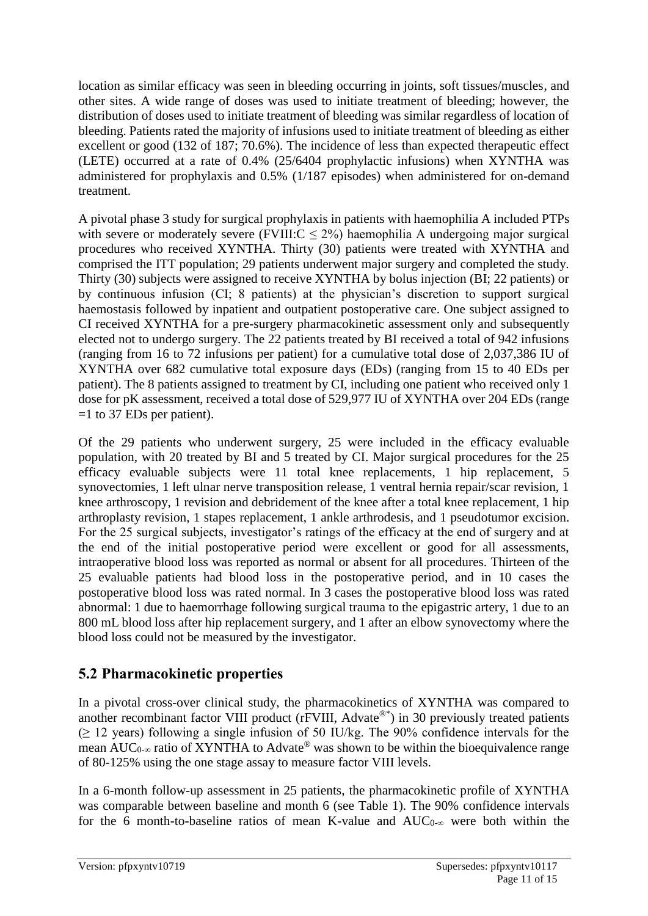location as similar efficacy was seen in bleeding occurring in joints, soft tissues/muscles, and other sites. A wide range of doses was used to initiate treatment of bleeding; however, the distribution of doses used to initiate treatment of bleeding was similar regardless of location of bleeding. Patients rated the majority of infusions used to initiate treatment of bleeding as either excellent or good (132 of 187; 70.6%). The incidence of less than expected therapeutic effect (LETE) occurred at a rate of 0.4% (25/6404 prophylactic infusions) when XYNTHA was administered for prophylaxis and 0.5% (1/187 episodes) when administered for on-demand treatment.

A pivotal phase 3 study for surgical prophylaxis in patients with haemophilia A included PTPs with severe or moderately severe (FVIII:C $\leq$ 2%) haemophilia A undergoing major surgical procedures who received XYNTHA. Thirty (30) patients were treated with XYNTHA and comprised the ITT population; 29 patients underwent major surgery and completed the study. Thirty (30) subjects were assigned to receive XYNTHA by bolus injection (BI; 22 patients) or by continuous infusion (CI; 8 patients) at the physician's discretion to support surgical haemostasis followed by inpatient and outpatient postoperative care. One subject assigned to CI received XYNTHA for a pre-surgery pharmacokinetic assessment only and subsequently elected not to undergo surgery. The 22 patients treated by BI received a total of 942 infusions (ranging from 16 to 72 infusions per patient) for a cumulative total dose of 2,037,386 IU of XYNTHA over 682 cumulative total exposure days (EDs) (ranging from 15 to 40 EDs per patient). The 8 patients assigned to treatment by CI, including one patient who received only 1 dose for pK assessment, received a total dose of 529,977 IU of XYNTHA over 204 EDs (range =1 to 37 EDs per patient).

Of the 29 patients who underwent surgery, 25 were included in the efficacy evaluable population, with 20 treated by BI and 5 treated by CI. Major surgical procedures for the 25 efficacy evaluable subjects were 11 total knee replacements, 1 hip replacement, 5 synovectomies, 1 left ulnar nerve transposition release, 1 ventral hernia repair/scar revision, 1 knee arthroscopy, 1 revision and debridement of the knee after a total knee replacement, 1 hip arthroplasty revision, 1 stapes replacement, 1 ankle arthrodesis, and 1 pseudotumor excision. For the 25 surgical subjects, investigator's ratings of the efficacy at the end of surgery and at the end of the initial postoperative period were excellent or good for all assessments, intraoperative blood loss was reported as normal or absent for all procedures. Thirteen of the 25 evaluable patients had blood loss in the postoperative period, and in 10 cases the postoperative blood loss was rated normal. In 3 cases the postoperative blood loss was rated abnormal: 1 due to haemorrhage following surgical trauma to the epigastric artery, 1 due to an 800 mL blood loss after hip replacement surgery, and 1 after an elbow synovectomy where the blood loss could not be measured by the investigator.

## 5.2 Pharmacokinetic properties

In a pivotal cross-over clinical study, the pharmacokinetics of XYNTHA was compared to another recombinant factor VIII product (rFVIII, Advate®*) in 30 previously treated patients ($\geq$ 12 years) following a single infusion of 50 IU/kg. The 90% confidence intervals for the mean $AUC_{0-\infty}$ ratio of XYNTHA to Advate® was shown to be within the bioequivalence range of 80-125% using the one stage assay to measure factor VIII levels.

In a 6-month follow-up assessment in 25 patients, the pharmacokinetic profile of XYNTHA was comparable between baseline and month 6 (see Table 1). The 90% confidence intervals for the 6 month-to-baseline ratios of mean K-value and $AUC_{0-\infty}$ were both within the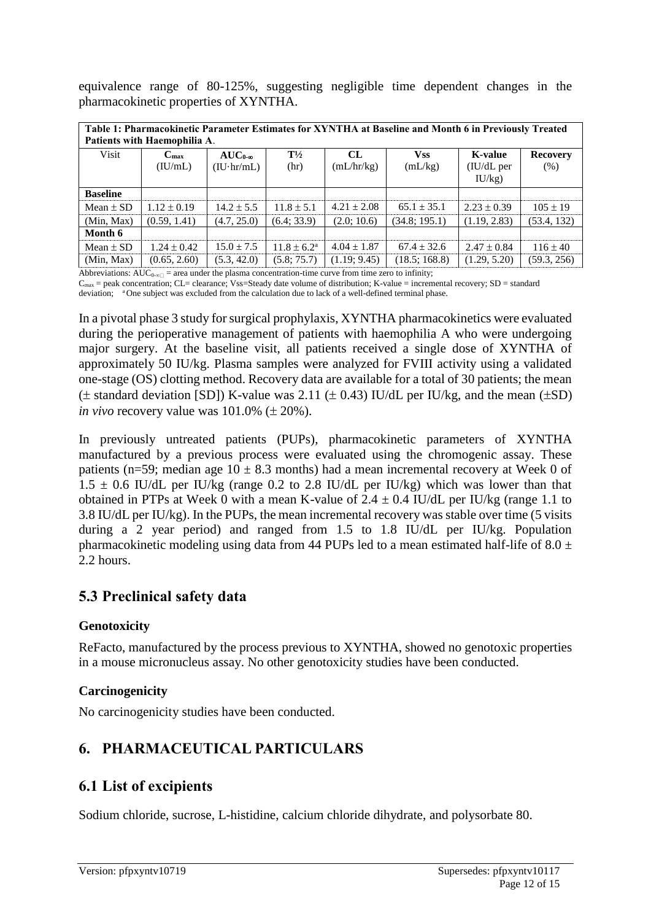equivalence range of 80-125%, suggesting negligible time dependent changes in the pharmacokinetic properties of XYNTHA.

**Table 1: Pharmacokinetic Parameter Estimates for XYNTHA at Baseline and Month 6 in Previously Treated Patients with Haemophilia A**.

| Visit | $C_{max}$ (IU/mL) | $AUC_{0-\infty}$ (IU·hr/mL) | T½ (hr) | CL (mL/hr/kg) | Vss (mL/kg) | K-value (IU/dL per IU/kg) | Recovery (%) |
|---|---|---|---|---|---|---|---|
| **Baseline** | | | | | | | |
| Mean ± SD | 1.12 ± 0.19 | 14.2 ± 5.5 | 11.8 ± 5.1 | 4.21 ± 2.08 | 65.1 ± 35.1 | 2.23 ± 0.39 | 105 ± 19 |
| (Min, Max) | (0.59, 1.41) | (4.7, 25.0) | (6.4; 33.9) | (2.0; 10.6) | (34.8; 195.1) | (1.19, 2.83) | (53.4, 132) |
| **Month 6** | | | | | | | |
| Mean ± SD | 1.24 ± 0.42 | 15.0 ± 7.5 | 11.8 ± 6.2[a] | 4.04 ± 1.87 | 67.4 ± 32.6 | 2.47 ± 0.84 | 116 ± 40 |
| (Min, Max) | (0.65, 2.60) | (5.3, 42.0) | (5.8; 75.7) | (1.19; 9.45) | (18.5; 168.8) | (1.29, 5.20) | (59.3, 256) |

Abbreviations: $AUC_{0-\infty}$ = area under the plasma concentration-time curve from time zero to infinity;
$C_{max}$ = peak concentration; CL= clearance; Vss=Steady date volume of distribution; K-value = incremental recovery; SD = standard deviation; [a] One subject was excluded from the calculation due to lack of a well-defined terminal phase.

In a pivotal phase 3 study for surgical prophylaxis, XYNTHA pharmacokinetics were evaluated during the perioperative management of patients with haemophilia A who were undergoing major surgery. At the baseline visit, all patients received a single dose of XYNTHA of approximately 50 IU/kg. Plasma samples were analyzed for FVIII activity using a validated one-stage (OS) clotting method. Recovery data are available for a total of 30 patients; the mean (± standard deviation [SD]) K-value was 2.11 (± 0.43) IU/dL per IU/kg, and the mean (±SD) *in vivo* recovery value was 101.0% (± 20%).

In previously untreated patients (PUPs), pharmacokinetic parameters of XYNTHA manufactured by a previous process were evaluated using the chromogenic assay. These patients (n=59; median age 10 ± 8.3 months) had a mean incremental recovery at Week 0 of 1.5 ± 0.6 IU/dL per IU/kg (range 0.2 to 2.8 IU/dL per IU/kg) which was lower than that obtained in PTPs at Week 0 with a mean K-value of 2.4 ± 0.4 IU/dL per IU/kg (range 1.1 to 3.8 IU/dL per IU/kg). In the PUPs, the mean incremental recovery was stable over time (5 visits during a 2 year period) and ranged from 1.5 to 1.8 IU/dL per IU/kg. Population pharmacokinetic modeling using data from 44 PUPs led to a mean estimated half-life of 8.0 ± 2.2 hours.

## 5.3 Preclinical safety data

### Genotoxicity

ReFacto, manufactured by the process previous to XYNTHA, showed no genotoxic properties in a mouse micronucleus assay. No other genotoxicity studies have been conducted.

### Carcinogenicity

No carcinogenicity studies have been conducted.

# 6. PHARMACEUTICAL PARTICULARS

## 6.1 List of excipients

Sodium chloride, sucrose, L-histidine, calcium chloride dihydrate, and polysorbate 80.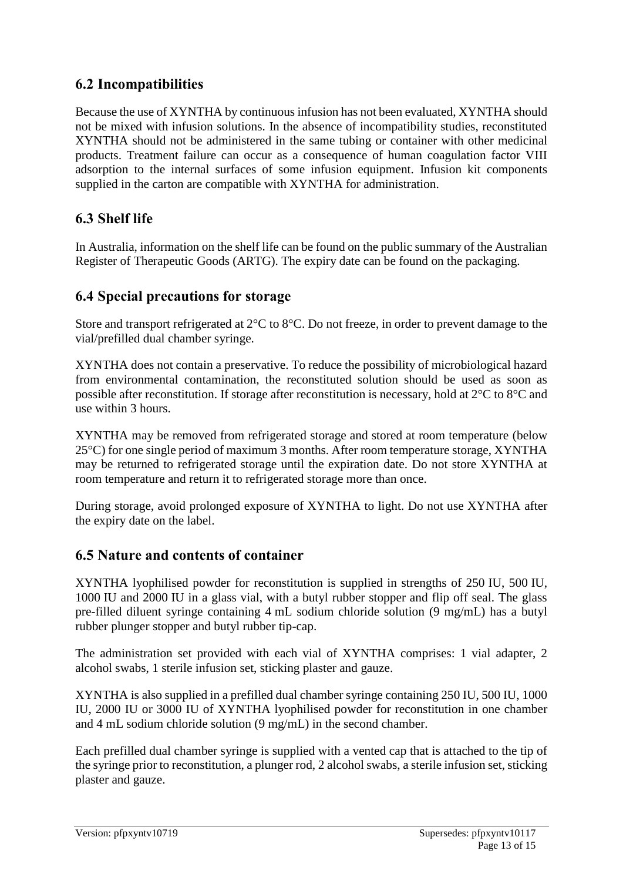## 6.2 Incompatibilities

Because the use of XYNTHA by continuous infusion has not been evaluated, XYNTHA should not be mixed with infusion solutions. In the absence of incompatibility studies, reconstituted XYNTHA should not be administered in the same tubing or container with other medicinal products. Treatment failure can occur as a consequence of human coagulation factor VIII adsorption to the internal surfaces of some infusion equipment. Infusion kit components supplied in the carton are compatible with XYNTHA for administration.

## 6.3 Shelf life

In Australia, information on the shelf life can be found on the public summary of the Australian Register of Therapeutic Goods (ARTG). The expiry date can be found on the packaging.

## 6.4 Special precautions for storage

Store and transport refrigerated at 2°C to 8°C. Do not freeze, in order to prevent damage to the vial/prefilled dual chamber syringe.

XYNTHA does not contain a preservative. To reduce the possibility of microbiological hazard from environmental contamination, the reconstituted solution should be used as soon as possible after reconstitution. If storage after reconstitution is necessary, hold at 2°C to 8°C and use within 3 hours.

XYNTHA may be removed from refrigerated storage and stored at room temperature (below 25°C) for one single period of maximum 3 months. After room temperature storage, XYNTHA may be returned to refrigerated storage until the expiration date. Do not store XYNTHA at room temperature and return it to refrigerated storage more than once.

During storage, avoid prolonged exposure of XYNTHA to light. Do not use XYNTHA after the expiry date on the label.

## 6.5 Nature and contents of container

XYNTHA lyophilised powder for reconstitution is supplied in strengths of 250 IU, 500 IU, 1000 IU and 2000 IU in a glass vial, with a butyl rubber stopper and flip off seal. The glass pre-filled diluent syringe containing 4 mL sodium chloride solution (9 mg/mL) has a butyl rubber plunger stopper and butyl rubber tip-cap.

The administration set provided with each vial of XYNTHA comprises: 1 vial adapter, 2 alcohol swabs, 1 sterile infusion set, sticking plaster and gauze.

XYNTHA is also supplied in a prefilled dual chamber syringe containing 250 IU, 500 IU, 1000 IU, 2000 IU or 3000 IU of XYNTHA lyophilised powder for reconstitution in one chamber and 4 mL sodium chloride solution (9 mg/mL) in the second chamber.

Each prefilled dual chamber syringe is supplied with a vented cap that is attached to the tip of the syringe prior to reconstitution, a plunger rod, 2 alcohol swabs, a sterile infusion set, sticking plaster and gauze.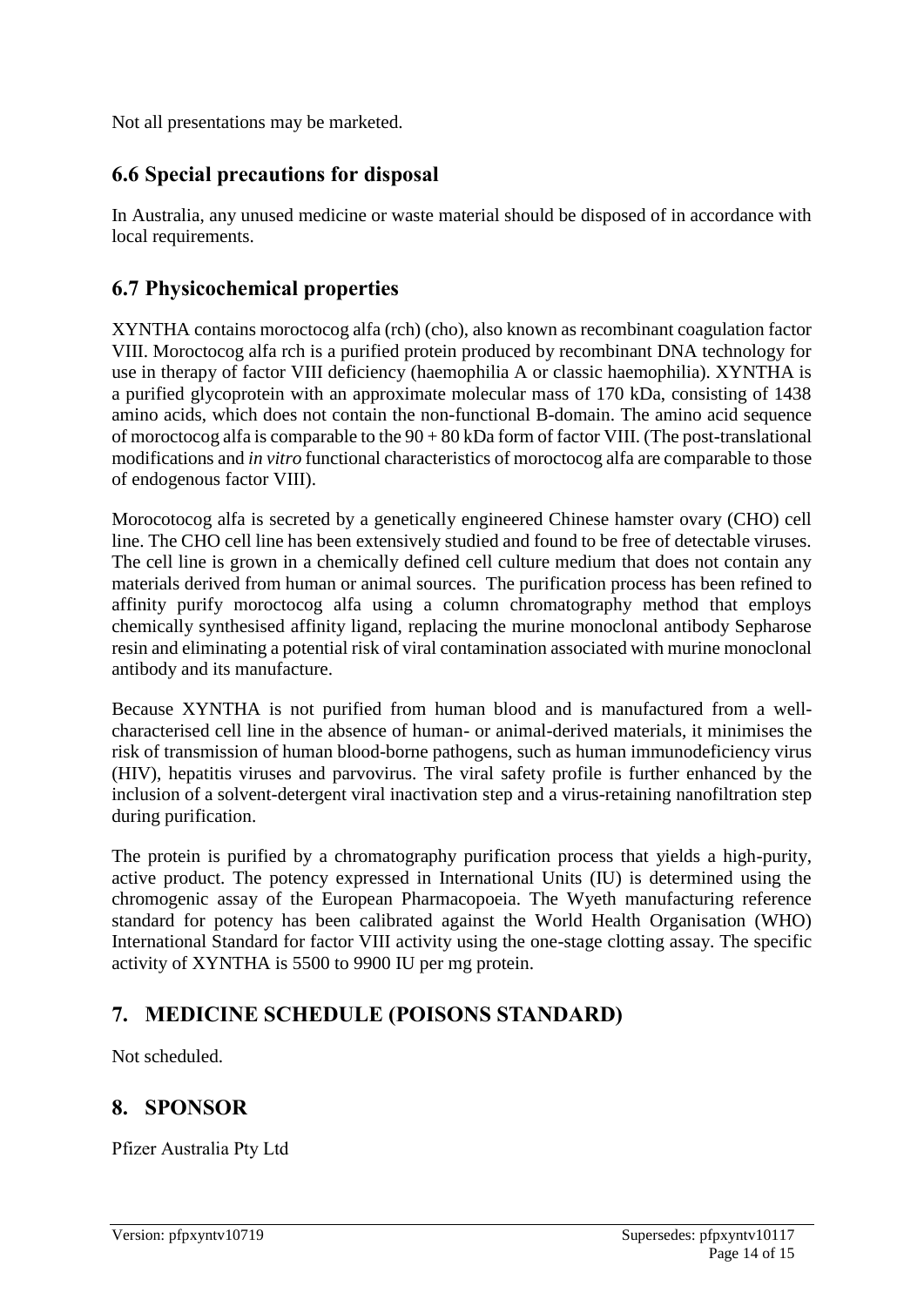Not all presentations may be marketed.

## 6.6 Special precautions for disposal

In Australia, any unused medicine or waste material should be disposed of in accordance with local requirements.

## 6.7 Physicochemical properties

XYNTHA contains moroctocog alfa (rch) (cho), also known as recombinant coagulation factor VIII. Moroctocog alfa rch is a purified protein produced by recombinant DNA technology for use in therapy of factor VIII deficiency (haemophilia A or classic haemophilia). XYNTHA is a purified glycoprotein with an approximate molecular mass of 170 kDa, consisting of 1438 amino acids, which does not contain the non-functional B-domain. The amino acid sequence of moroctocog alfa is comparable to the 90 + 80 kDa form of factor VIII. (The post-translational modifications and *in vitro* functional characteristics of moroctocog alfa are comparable to those of endogenous factor VIII).

Morocotocog alfa is secreted by a genetically engineered Chinese hamster ovary (CHO) cell line. The CHO cell line has been extensively studied and found to be free of detectable viruses. The cell line is grown in a chemically defined cell culture medium that does not contain any materials derived from human or animal sources. The purification process has been refined to affinity purify moroctocog alfa using a column chromatography method that employs chemically synthesised affinity ligand, replacing the murine monoclonal antibody Sepharose resin and eliminating a potential risk of viral contamination associated with murine monoclonal antibody and its manufacture.

Because XYNTHA is not purified from human blood and is manufactured from a well-characterised cell line in the absence of human- or animal-derived materials, it minimises the risk of transmission of human blood-borne pathogens, such as human immunodeficiency virus (HIV), hepatitis viruses and parvovirus. The viral safety profile is further enhanced by the inclusion of a solvent-detergent viral inactivation step and a virus-retaining nanofiltration step during purification.

The protein is purified by a chromatography purification process that yields a high-purity, active product. The potency expressed in International Units (IU) is determined using the chromogenic assay of the European Pharmacopoeia. The Wyeth manufacturing reference standard for potency has been calibrated against the World Health Organisation (WHO) International Standard for factor VIII activity using the one-stage clotting assay. The specific activity of XYNTHA is 5500 to 9900 IU per mg protein.

# 7. MEDICINE SCHEDULE (POISONS STANDARD)

Not scheduled.

# 8. SPONSOR

Pfizer Australia Pty Ltd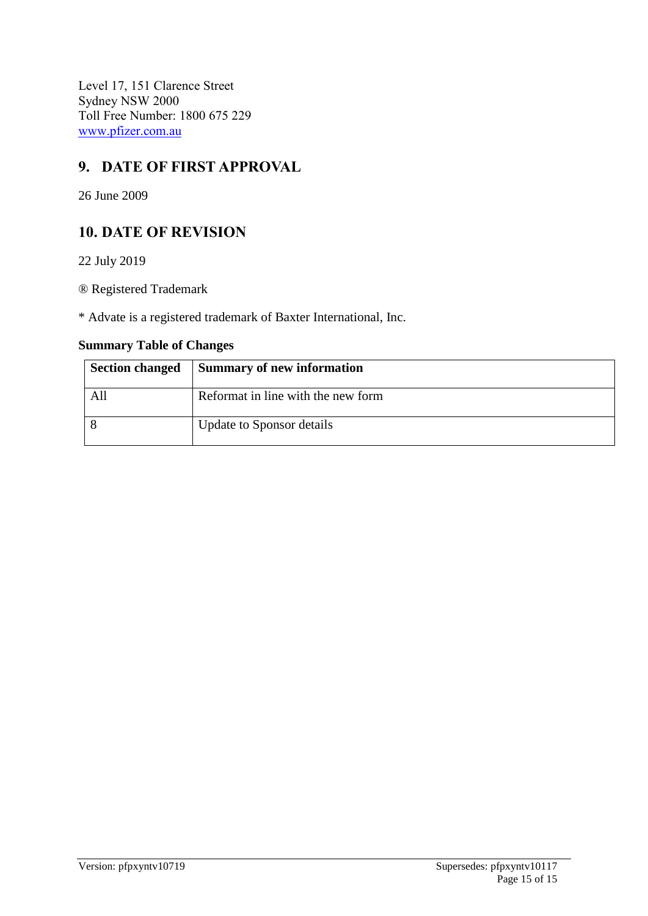Level 17, 151 Clarence Street
Sydney NSW 2000
Toll Free Number: 1800 675 229
www.pfizer.com.au

## 9. DATE OF FIRST APPROVAL

26 June 2009

## 10. DATE OF REVISION

22 July 2019

® Registered Trademark

* Advate is a registered trademark of Baxter International, Inc.

**Summary Table of Changes**

| Section changed | Summary of new information |
|---|---|
| All | Reformat in line with the new form |
| 8 | Update to Sponsor details |

Version: pfpxyntv10719 Supersedes: pfpxyntv10117